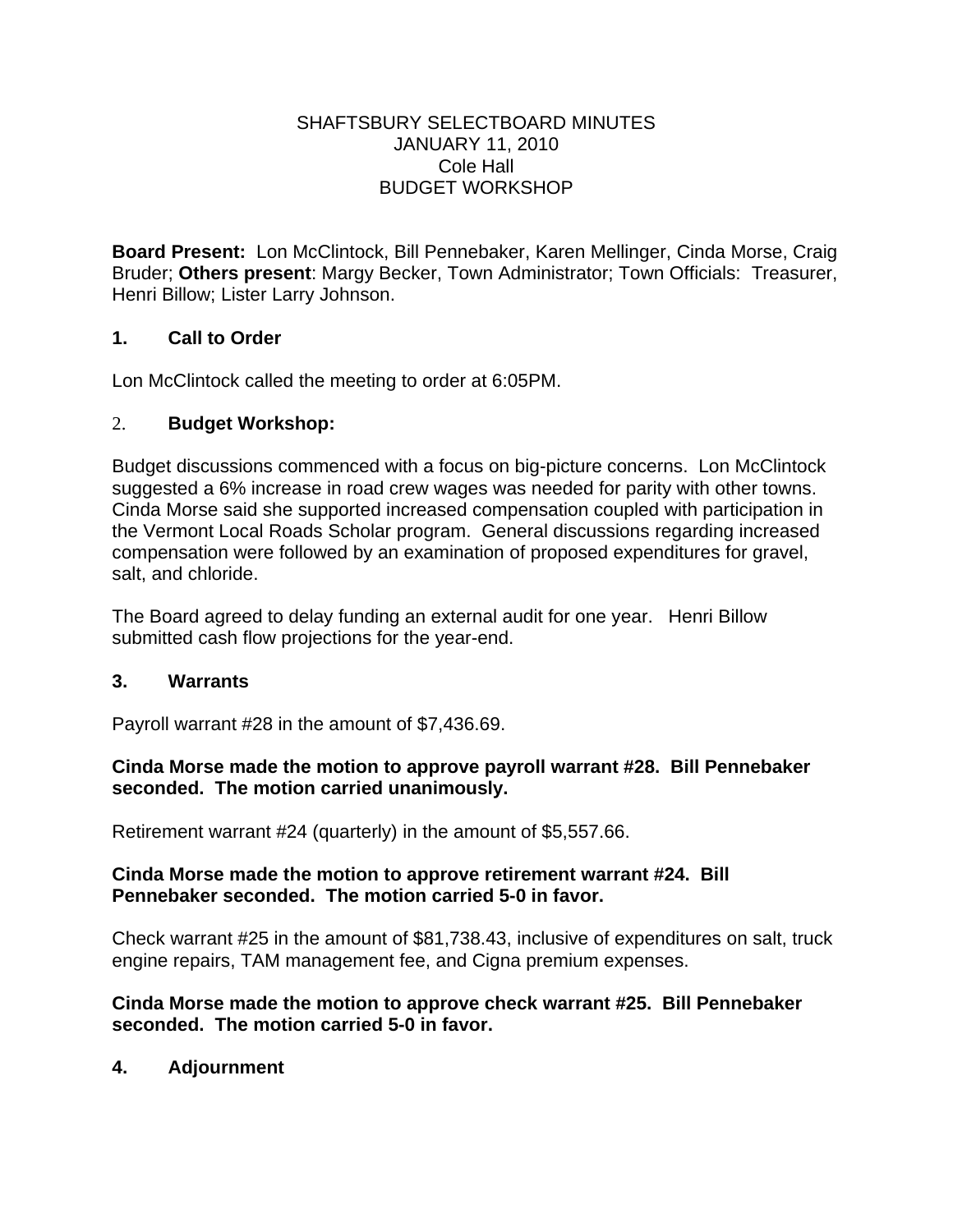# SHAFTSBURY SELECTBOARD MINUTES
## JANUARY 11, 2010
## Cole Hall
## BUDGET WORKSHOP

**Board Present:** Lon McClintock, Bill Pennebaker, Karen Mellinger, Cinda Morse, Craig Bruder; **Others present**: Margy Becker, Town Administrator; Town Officials: Treasurer, Henri Billow; Lister Larry Johnson.

### 1. Call to Order

Lon McClintock called the meeting to order at 6:05PM.

### 2. Budget Workshop:

Budget discussions commenced with a focus on big-picture concerns. Lon McClintock suggested a 6% increase in road crew wages was needed for parity with other towns. Cinda Morse said she supported increased compensation coupled with participation in the Vermont Local Roads Scholar program. General discussions regarding increased compensation were followed by an examination of proposed expenditures for gravel, salt, and chloride.

The Board agreed to delay funding an external audit for one year. Henri Billow submitted cash flow projections for the year-end.

### 3. Warrants

Payroll warrant #28 in the amount of $7,436.69.

**Cinda Morse made the motion to approve payroll warrant #28. Bill Pennebaker seconded. The motion carried unanimously.**

Retirement warrant #24 (quarterly) in the amount of $5,557.66.

**Cinda Morse made the motion to approve retirement warrant #24. Bill Pennebaker seconded. The motion carried 5-0 in favor.**

Check warrant #25 in the amount of $81,738.43, inclusive of expenditures on salt, truck engine repairs, TAM management fee, and Cigna premium expenses.

**Cinda Morse made the motion to approve check warrant #25. Bill Pennebaker seconded. The motion carried 5-0 in favor.**

### 4. Adjournment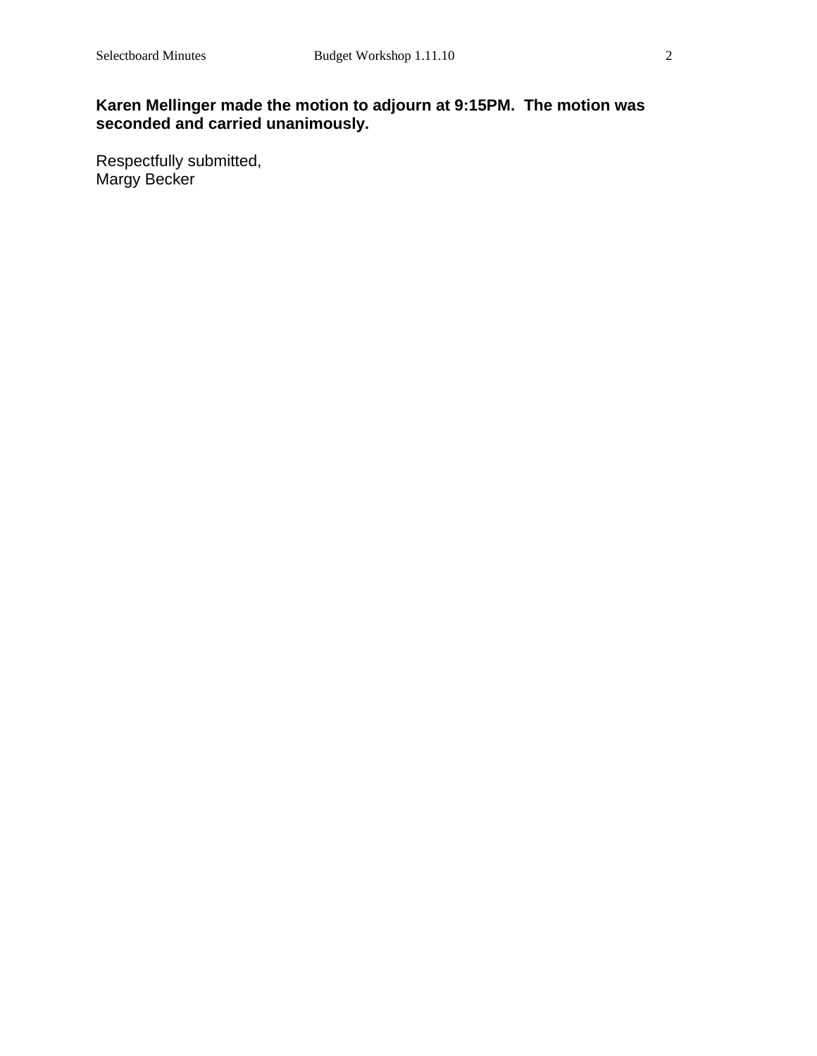**Karen Mellinger made the motion to adjourn at 9:15PM. The motion was seconded and carried unanimously.**

Respectfully submitted,
Margy Becker